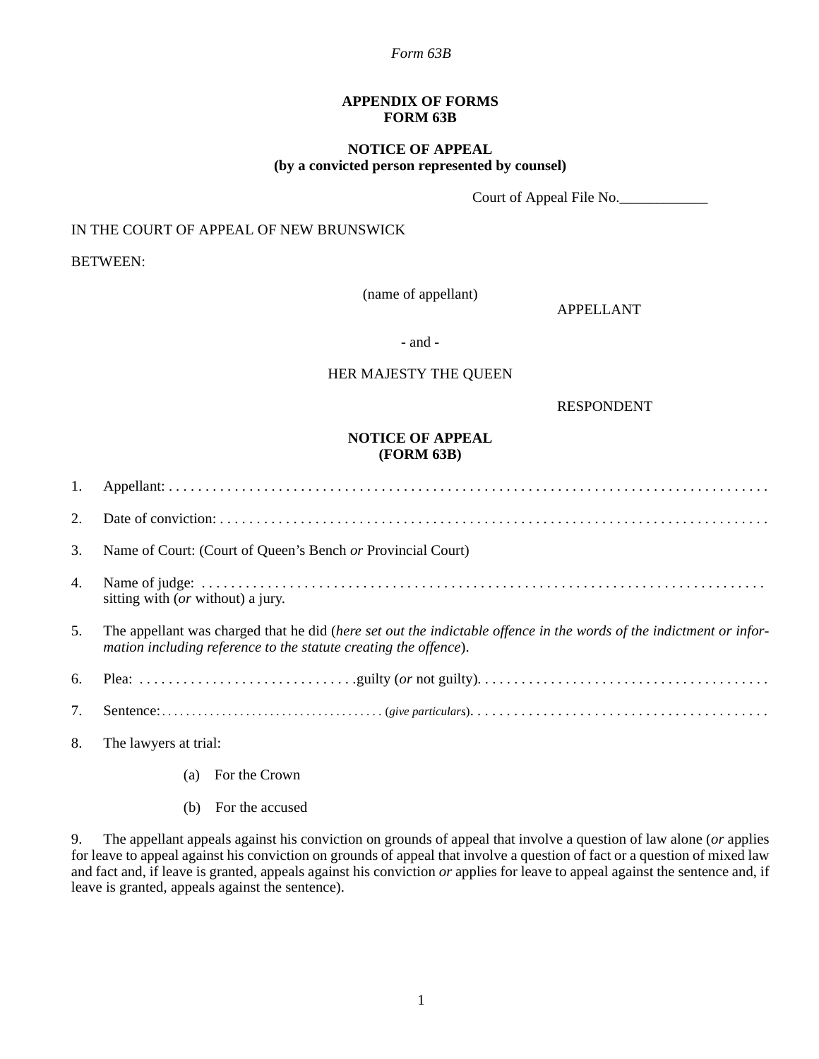*Form 63B*

**APPENDIX OF FORMS**
**FORM 63B**

**NOTICE OF APPEAL**
**(by a convicted person represented by counsel)**

Court of Appeal File No.____________

IN THE COURT OF APPEAL OF NEW BRUNSWICK

BETWEEN:

(name of appellant)

APPELLANT

- and -

HER MAJESTY THE QUEEN

RESPONDENT

**NOTICE OF APPEAL**
**(FORM 63B)**

1. Appellant: . . . . . . . . . . . . . . . . . . . . . . . . . . . . . . . . . . . . . . . . . . . . . . . . . . . . . . . . . . . . . . . . . . . . . . . . . . . . . . . .

2. Date of conviction: . . . . . . . . . . . . . . . . . . . . . . . . . . . . . . . . . . . . . . . . . . . . . . . . . . . . . . . . . . . . . . . . . . . . . . . . . . .

3. Name of Court: (Court of Queen's Bench *or* Provincial Court)

4. Name of judge: . . . . . . . . . . . . . . . . . . . . . . . . . . . . . . . . . . . . . . . . . . . . . . . . . . . . . . . . . . . . . . . . . . . . . . . . . . . .
sitting with (*or* without) a jury.

5. The appellant was charged that he did (*here set out the indictable offence in the words of the indictment or information including reference to the statute creating the offence*).

6. Plea: . . . . . . . . . . . . . . . . . . . . . . . . . . . . . .guilty (*or* not guilty). . . . . . . . . . . . . . . . . . . . . . . . . . . . . . . . . . . . . . . .

7. Sentence:. . . . . . . . . . . . . . . . . . . . . . . . . . . . . . . . . . . . . (*give particulars*). . . . . . . . . . . . . . . . . . . . . . . . . . . . . . . . . . . . . . . . .

8. The lawyers at trial:

   (a) For the Crown

   (b) For the accused

9. The appellant appeals against his conviction on grounds of appeal that involve a question of law alone (*or* applies for leave to appeal against his conviction on grounds of appeal that involve a question of fact or a question of mixed law and fact and, if leave is granted, appeals against his conviction *or* applies for leave to appeal against the sentence and, if leave is granted, appeals against the sentence).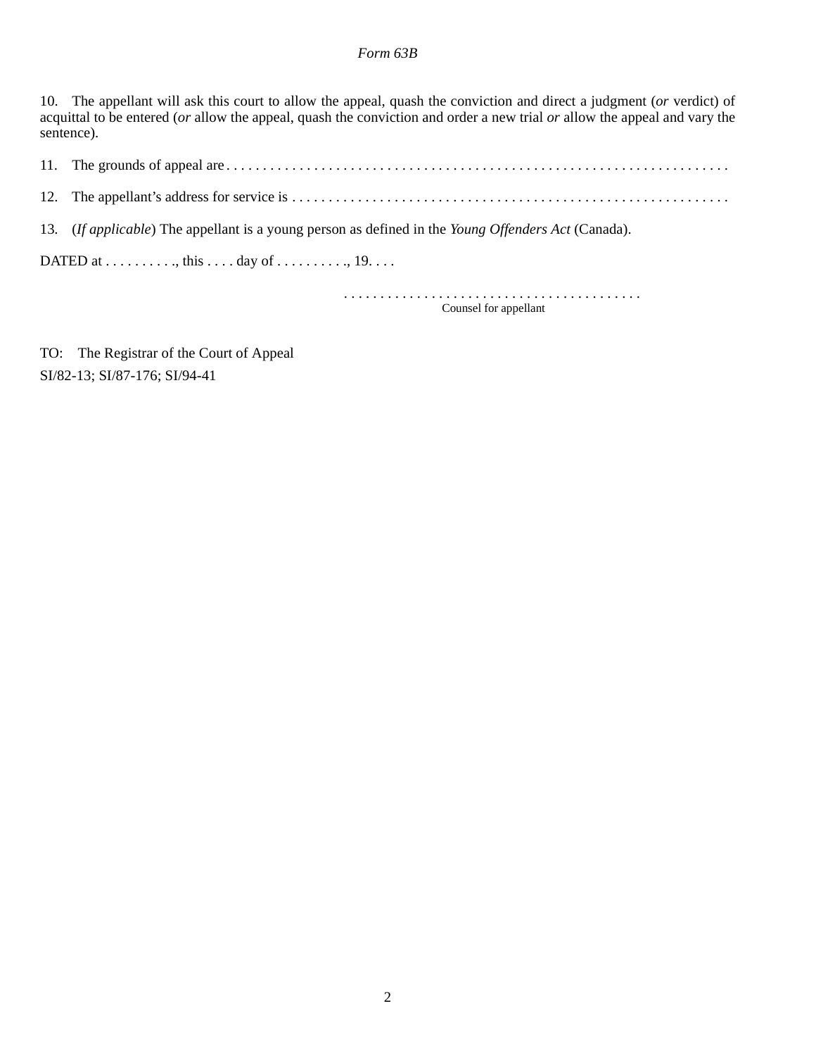*Form 63B*

10. The appellant will ask this court to allow the appeal, quash the conviction and direct a judgment (*or* verdict) of acquittal to be entered (*or* allow the appeal, quash the conviction and order a new trial *or* allow the appeal and vary the sentence).

11. The grounds of appeal are . . . . . . . . . . . . . . . . . . . . . . . . . . . . . . . . . . . . . . . . . . . . . . . . . . . . . . . . . . . . . . . . . . . .

12. The appellant's address for service is . . . . . . . . . . . . . . . . . . . . . . . . . . . . . . . . . . . . . . . . . . . . . . . . . . . . . . . . . . . . .

13. (*If applicable*) The appellant is a young person as defined in the *Young Offenders Act* (Canada).

DATED at . . . . . . . . . ., this . . . . day of . . . . . . . . . ., 19. . . .

. . . . . . . . . . . . . . . . . . . . . . . . . . . . . . . . . . . . . . . . . .
Counsel for appellant

TO: The Registrar of the Court of Appeal

SI/82-13; SI/87-176; SI/94-41